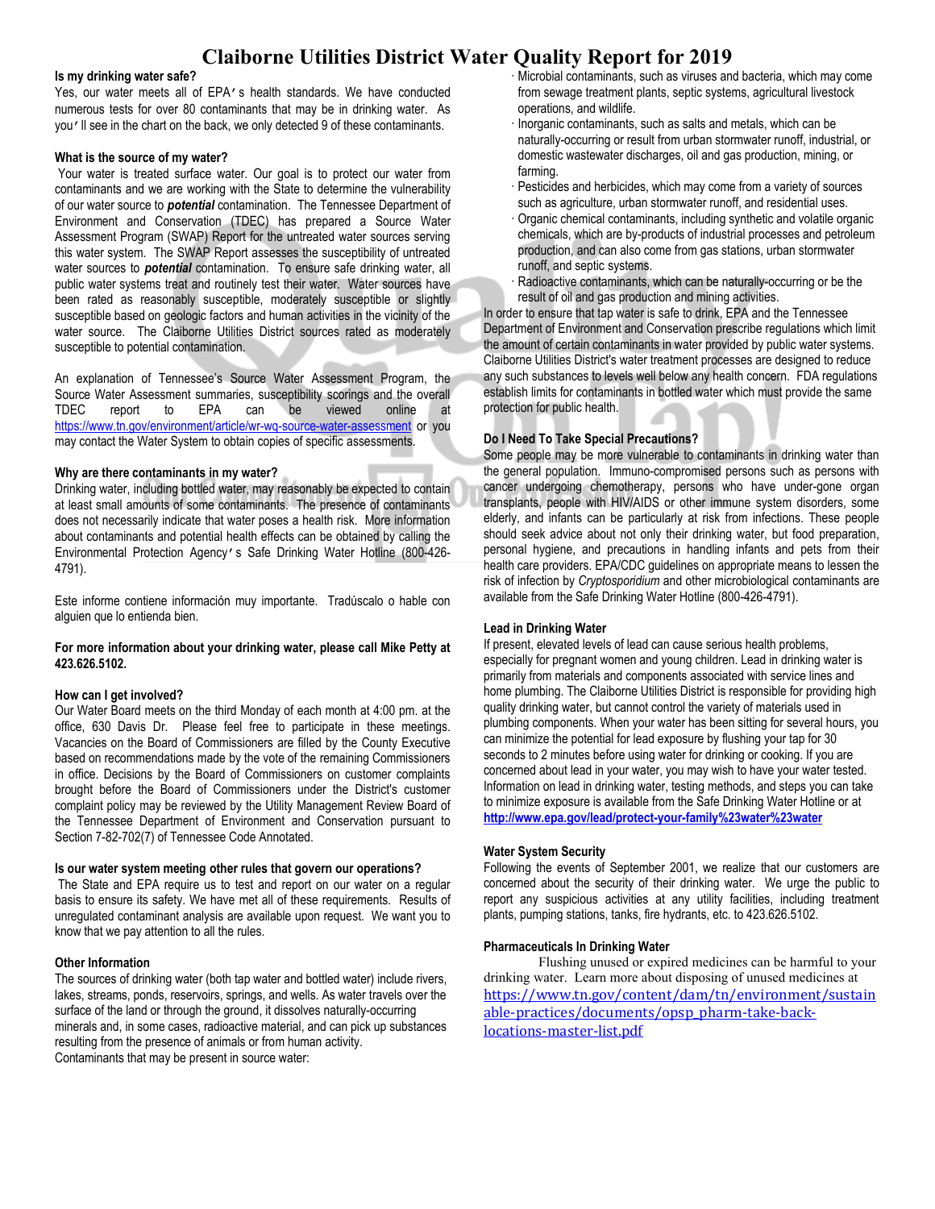# Claiborne Utilities District Water Quality Report for 2019

**Is my drinking water safe?**

Yes, our water meets all of EPA's health standards. We have conducted numerous tests for over 80 contaminants that may be in drinking water. As you'll see in the chart on the back, we only detected 9 of these contaminants.

**What is the source of my water?**

Your water is treated surface water. Our goal is to protect our water from contaminants and we are working with the State to determine the vulnerability of our water source to ***potential*** contamination. The Tennessee Department of Environment and Conservation (TDEC) has prepared a Source Water Assessment Program (SWAP) Report for the untreated water sources serving this water system. The SWAP Report assesses the susceptibility of untreated water sources to ***potential*** contamination. To ensure safe drinking water, all public water systems treat and routinely test their water. Water sources have been rated as reasonably susceptible, moderately susceptible or slightly susceptible based on geologic factors and human activities in the vicinity of the water source. The Claiborne Utilities District sources rated as moderately susceptible to potential contamination.

An explanation of Tennessee's Source Water Assessment Program, the Source Water Assessment summaries, susceptibility scorings and the overall TDEC report to EPA can be viewed online at https://www.tn.gov/environment/article/wr-wq-source-water-assessment or you may contact the Water System to obtain copies of specific assessments.

**Why are there contaminants in my water?**

Drinking water, including bottled water, may reasonably be expected to contain at least small amounts of some contaminants. The presence of contaminants does not necessarily indicate that water poses a health risk. More information about contaminants and potential health effects can be obtained by calling the Environmental Protection Agency's Safe Drinking Water Hotline (800-426-4791).

Este informe contiene información muy importante. Tradúscalo o hable con alguien que lo entienda bien.

**For more information about your drinking water, please call Mike Petty at 423.626.5102.**

**How can I get involved?**

Our Water Board meets on the third Monday of each month at 4:00 pm. at the office, 630 Davis Dr. Please feel free to participate in these meetings. Vacancies on the Board of Commissioners are filled by the County Executive based on recommendations made by the vote of the remaining Commissioners in office. Decisions by the Board of Commissioners on customer complaints brought before the Board of Commissioners under the District's customer complaint policy may be reviewed by the Utility Management Review Board of the Tennessee Department of Environment and Conservation pursuant to Section 7-82-702(7) of Tennessee Code Annotated.

**Is our water system meeting other rules that govern our operations?**

The State and EPA require us to test and report on our water on a regular basis to ensure its safety. We have met all of these requirements. Results of unregulated contaminant analysis are available upon request. We want you to know that we pay attention to all the rules.

**Other Information**

The sources of drinking water (both tap water and bottled water) include rivers, lakes, streams, ponds, reservoirs, springs, and wells. As water travels over the surface of the land or through the ground, it dissolves naturally-occurring minerals and, in some cases, radioactive material, and can pick up substances resulting from the presence of animals or from human activity.

Contaminants that may be present in source water:

- Microbial contaminants, such as viruses and bacteria, which may come from sewage treatment plants, septic systems, agricultural livestock operations, and wildlife.
- Inorganic contaminants, such as salts and metals, which can be naturally-occurring or result from urban stormwater runoff, industrial, or domestic wastewater discharges, oil and gas production, mining, or farming.
- Pesticides and herbicides, which may come from a variety of sources such as agriculture, urban stormwater runoff, and residential uses.
- Organic chemical contaminants, including synthetic and volatile organic chemicals, which are by-products of industrial processes and petroleum production, and can also come from gas stations, urban stormwater runoff, and septic systems.
- Radioactive contaminants, which can be naturally-occurring or be the result of oil and gas production and mining activities.

In order to ensure that tap water is safe to drink, EPA and the Tennessee Department of Environment and Conservation prescribe regulations which limit the amount of certain contaminants in water provided by public water systems. Claiborne Utilities District's water treatment processes are designed to reduce any such substances to levels well below any health concern. FDA regulations establish limits for contaminants in bottled water which must provide the same protection for public health.

**Do I Need To Take Special Precautions?**

Some people may be more vulnerable to contaminants in drinking water than the general population. Immuno-compromised persons such as persons with cancer undergoing chemotherapy, persons who have under-gone organ transplants, people with HIV/AIDS or other immune system disorders, some elderly, and infants can be particularly at risk from infections. These people should seek advice about not only their drinking water, but food preparation, personal hygiene, and precautions in handling infants and pets from their health care providers. EPA/CDC guidelines on appropriate means to lessen the risk of infection by *Cryptosporidium* and other microbiological contaminants are available from the Safe Drinking Water Hotline (800-426-4791).

**Lead in Drinking Water**

If present, elevated levels of lead can cause serious health problems, especially for pregnant women and young children. Lead in drinking water is primarily from materials and components associated with service lines and home plumbing. The Claiborne Utilities District is responsible for providing high quality drinking water, but cannot control the variety of materials used in plumbing components. When your water has been sitting for several hours, you can minimize the potential for lead exposure by flushing your tap for 30 seconds to 2 minutes before using water for drinking or cooking. If you are concerned about lead in your water, you may wish to have your water tested. Information on lead in drinking water, testing methods, and steps you can take to minimize exposure is available from the Safe Drinking Water Hotline or at **http://www.epa.gov/lead/protect-your-family%23water%23water**

**Water System Security**

Following the events of September 2001, we realize that our customers are concerned about the security of their drinking water. We urge the public to report any suspicious activities at any utility facilities, including treatment plants, pumping stations, tanks, fire hydrants, etc. to 423.626.5102.

**Pharmaceuticals In Drinking Water**

Flushing unused or expired medicines can be harmful to your drinking water. Learn more about disposing of unused medicines at https://www.tn.gov/content/dam/tn/environment/sustainable-practices/documents/opsp_pharm-take-back-locations-master-list.pdf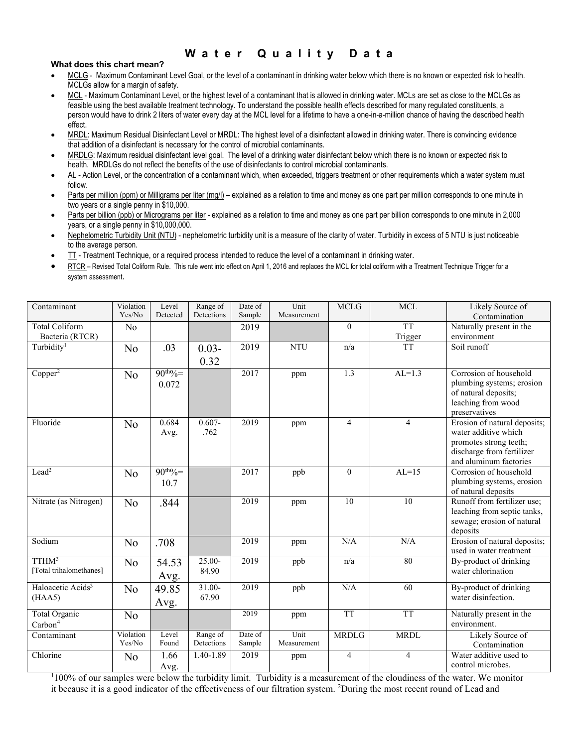# Water Quality Data

**What does this chart mean?**

- MCLG - Maximum Contaminant Level Goal, or the level of a contaminant in drinking water below which there is no known or expected risk to health. MCLGs allow for a margin of safety.
- MCL - Maximum Contaminant Level, or the highest level of a contaminant that is allowed in drinking water. MCLs are set as close to the MCLGs as feasible using the best available treatment technology. To understand the possible health effects described for many regulated constituents, a person would have to drink 2 liters of water every day at the MCL level for a lifetime to have a one-in-a-million chance of having the described health effect.
- MRDL: Maximum Residual Disinfectant Level or MRDL: The highest level of a disinfectant allowed in drinking water. There is convincing evidence that addition of a disinfectant is necessary for the control of microbial contaminants.
- MRDLG: Maximum residual disinfectant level goal. The level of a drinking water disinfectant below which there is no known or expected risk to health. MRDLGs do not reflect the benefits of the use of disinfectants to control microbial contaminants.
- AL - Action Level, or the concentration of a contaminant which, when exceeded, triggers treatment or other requirements which a water system must follow.
- Parts per million (ppm) or Milligrams per liter (mg/l) – explained as a relation to time and money as one part per million corresponds to one minute in two years or a single penny in $10,000.
- Parts per billion (ppb) or Micrograms per liter - explained as a relation to time and money as one part per billion corresponds to one minute in 2,000 years, or a single penny in $10,000,000.
- Nephelometric Turbidity Unit (NTU) - nephelometric turbidity unit is a measure of the clarity of water. Turbidity in excess of 5 NTU is just noticeable to the average person.
- TT - Treatment Technique, or a required process intended to reduce the level of a contaminant in drinking water.
- RTCR – Revised Total Coliform Rule. This rule went into effect on April 1, 2016 and replaces the MCL for total coliform with a Treatment Technique Trigger for a system assessment.

| Contaminant | Violation Yes/No | Level Detected | Range of Detections | Date of Sample | Unit Measurement | MCLG | MCL | Likely Source of Contamination |
|---|---|---|---|---|---|---|---|---|
| Total Coliform Bacteria (RTCR) | No | | | 2019 | | 0 | TT Trigger | Naturally present in the environment |
| Turbidity[1] | No | .03 | 0.03-0.32 | 2019 | NTU | n/a | TT | Soil runoff |
| Copper[2] | No | 90th%= 0.072 | | 2017 | ppm | 1.3 | AL=1.3 | Corrosion of household plumbing systems; erosion of natural deposits; leaching from wood preservatives |
| Fluoride | No | 0.684 Avg. | 0.607-.762 | 2019 | ppm | 4 | 4 | Erosion of natural deposits; water additive which promotes strong teeth; discharge from fertilizer and aluminum factories |
| Lead[2] | No | 90th%= 10.7 | | 2017 | ppb | 0 | AL=15 | Corrosion of household plumbing systems, erosion of natural deposits |
| Nitrate (as Nitrogen) | No | .844 | | 2019 | ppm | 10 | 10 | Runoff from fertilizer use; leaching from septic tanks, sewage; erosion of natural deposits |
| Sodium | No | .708 | | 2019 | ppm | N/A | N/A | Erosion of natural deposits; used in water treatment |
| TTHM[3] [Total trihalomethanes] | No | 54.53 Avg. | 25.00-84.90 | 2019 | ppb | n/a | 80 | By-product of drinking water chlorination |
| Haloacetic Acids[3] (HAA5) | No | 49.85 Avg. | 31.00-67.90 | 2019 | ppb | N/A | 60 | By-product of drinking water disinfection. |
| Total Organic Carbon[4] | No | | | 2019 | ppm | TT | TT | Naturally present in the environment. |
| **Contaminant** | **Violation Yes/No** | **Level Found** | **Range of Detections** | **Date of Sample** | **Unit Measurement** | **MRDLG** | **MRDL** | **Likely Source of Contamination** |
| Chlorine | No | 1.66 Avg. | 1.40-1.89 | 2019 | ppm | 4 | 4 | Water additive used to control microbes. |

[1]100% of our samples were below the turbidity limit. Turbidity is a measurement of the cloudiness of the water. We monitor it because it is a good indicator of the effectiveness of our filtration system. [2]During the most recent round of Lead and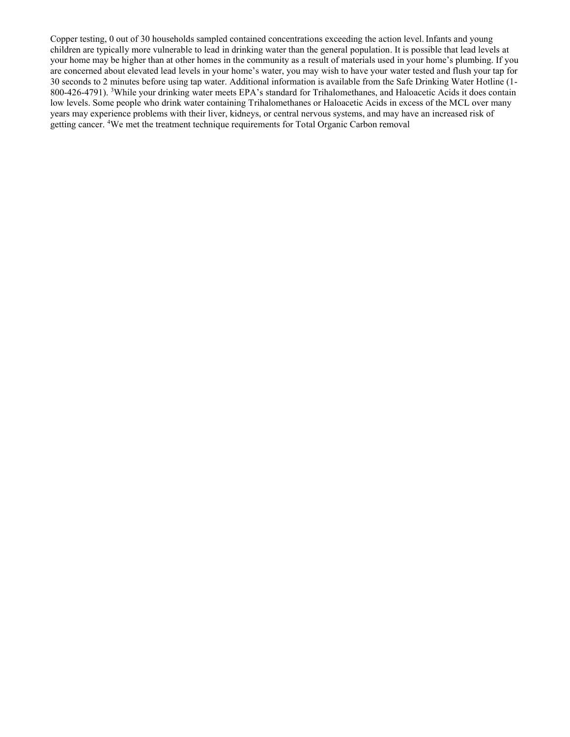Copper testing, 0 out of 30 households sampled contained concentrations exceeding the action level. Infants and young children are typically more vulnerable to lead in drinking water than the general population. It is possible that lead levels at your home may be higher than at other homes in the community as a result of materials used in your home's plumbing. If you are concerned about elevated lead levels in your home's water, you may wish to have your water tested and flush your tap for 30 seconds to 2 minutes before using tap water. Additional information is available from the Safe Drinking Water Hotline (1-800-426-4791). [3]While your drinking water meets EPA's standard for Trihalomethanes, and Haloacetic Acids it does contain low levels. Some people who drink water containing Trihalomethanes or Haloacetic Acids in excess of the MCL over many years may experience problems with their liver, kidneys, or central nervous systems, and may have an increased risk of getting cancer. [4]We met the treatment technique requirements for Total Organic Carbon removal